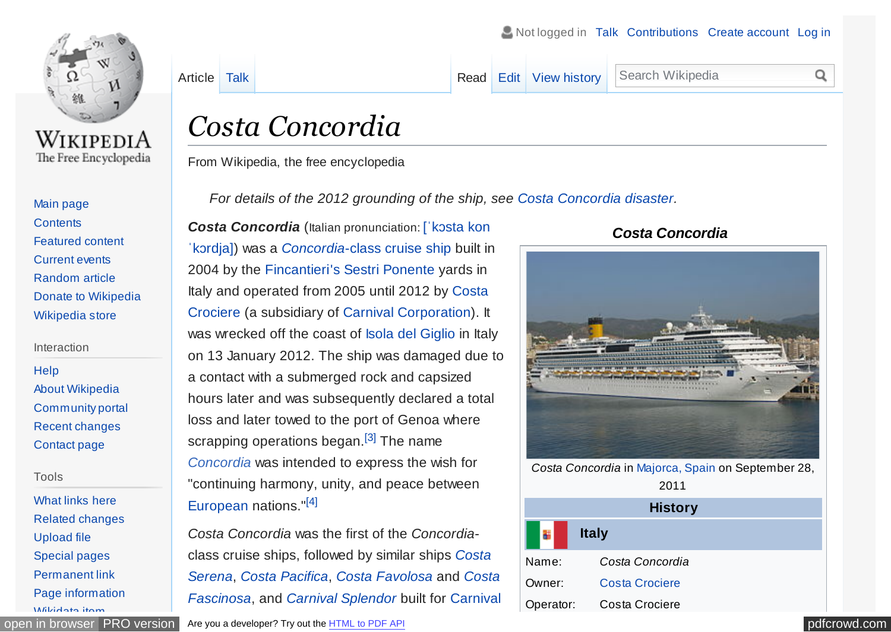# *Costa Concordia*

From Wikipedia, the free encyclopedia

*For details of the 2012 grounding of the ship, see Costa Concordia disaster.*

***Costa Concordia*** (Italian pronunciation: [ˈkɔsta konˈkɔrdja]) was a *Concordia*-class cruise ship built in 2004 by the Fincantieri's Sestri Ponente yards in Italy and operated from 2005 until 2012 by Costa Crociere (a subsidiary of Carnival Corporation). It was wrecked off the coast of Isola del Giglio in Italy on 13 January 2012. The ship was damaged due to a contact with a submerged rock and capsized hours later and was subsequently declared a total loss and later towed to the port of Genoa where scrapping operations began.[3] The name *Concordia* was intended to express the wish for "continuing harmony, unity, and peace between European nations."[4]

*Costa Concordia* was the first of the *Concordia*-class cruise ships, followed by similar ships *Costa Serena*, *Costa Pacifica*, *Costa Favolosa* and *Costa Fascinosa*, and *Carnival Splendor* built for Carnival

***Costa Concordia***

*Costa Concordia* in Majorca, Spain on September 28, 2011

**History**

**Italy**

| | |
|---|---|
| Name: | *Costa Concordia* |
| Owner: | Costa Crociere |
| Operator: | Costa Crociere |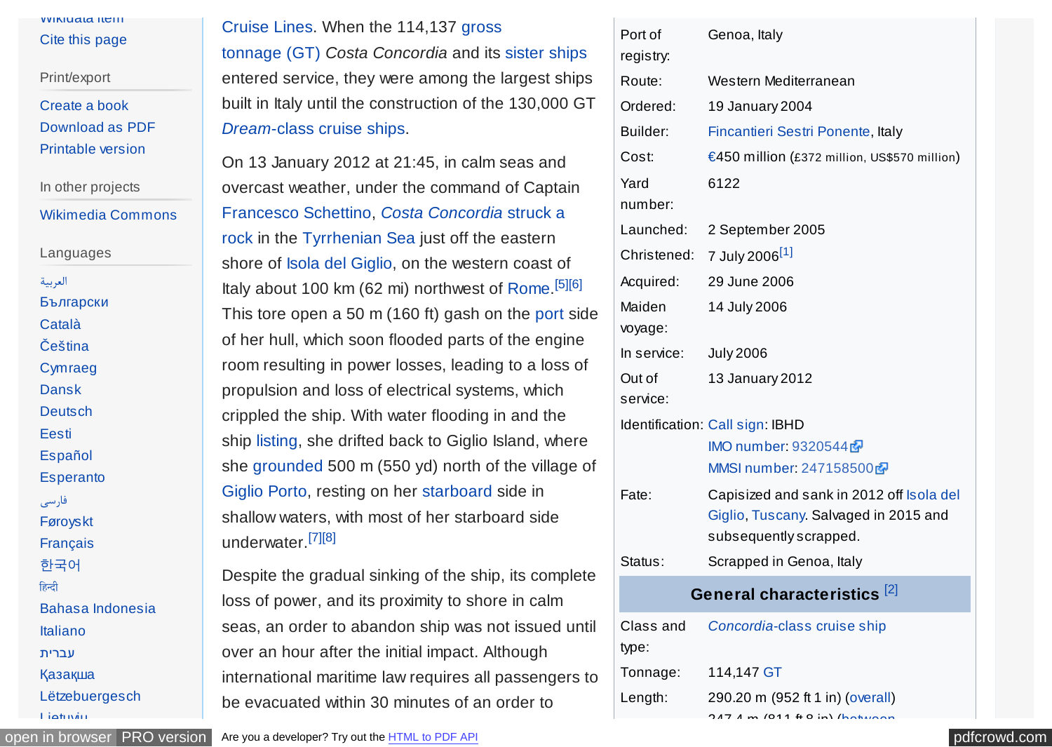Wikidata item
Cite this page

Print/export

Create a book
Download as PDF
Printable version

In other projects

Wikimedia Commons

Languages

العربية
Български
Català
Čeština
Cymraeg
Dansk
Deutsch
Eesti
Español
Esperanto
فارسی
Føroyskt
Français
한국어
हिन्दी
Bahasa Indonesia
Italiano
עברית
Қазақша
Lëtzebuergesch
Lietuvių

Cruise Lines. When the 114,137 gross tonnage (GT) *Costa Concordia* and its sister ships entered service, they were among the largest ships built in Italy until the construction of the 130,000 GT *Dream*-class cruise ships.

On 13 January 2012 at 21:45, in calm seas and overcast weather, under the command of Captain Francesco Schettino, *Costa Concordia* struck a rock in the Tyrrhenian Sea just off the eastern shore of Isola del Giglio, on the western coast of Italy about 100 km (62 mi) northwest of Rome.[5][6] This tore open a 50 m (160 ft) gash on the port side of her hull, which soon flooded parts of the engine room resulting in power losses, leading to a loss of propulsion and loss of electrical systems, which crippled the ship. With water flooding in and the ship listing, she drifted back to Giglio Island, where she grounded 500 m (550 yd) north of the village of Giglio Porto, resting on her starboard side in shallow waters, with most of her starboard side underwater.[7][8]

Despite the gradual sinking of the ship, its complete loss of power, and its proximity to shore in calm seas, an order to abandon ship was not issued until over an hour after the initial impact. Although international maritime law requires all passengers to be evacuated within 30 minutes of an order to

| | |
|---|---|
| Port of registry: | Genoa, Italy |
| Route: | Western Mediterranean |
| Ordered: | 19 January 2004 |
| Builder: | Fincantieri Sestri Ponente, Italy |
| Cost: | €450 million (£372 million, US$570 million) |
| Yard number: | 6122 |
| Launched: | 2 September 2005 |
| Christened: | 7 July 2006[1] |
| Acquired: | 29 June 2006 |
| Maiden voyage: | 14 July 2006 |
| In service: | July 2006 |
| Out of service: | 13 January 2012 |
| Identification: | Call sign: IBHD<br>IMO number: 9320544<br>MMSI number: 247158500 |
| Fate: | Capisized and sank in 2012 off Isola del Giglio, Tuscany. Salvaged in 2015 and subsequently scrapped. |
| Status: | Scrapped in Genoa, Italy |
| **General characteristics** [2] | |
| Class and type: | *Concordia*-class cruise ship |
| Tonnage: | 114,147 GT |
| Length: | 290.20 m (952 ft 1 in) (overall)<br>247.4 m (811 ft 8 in) (between |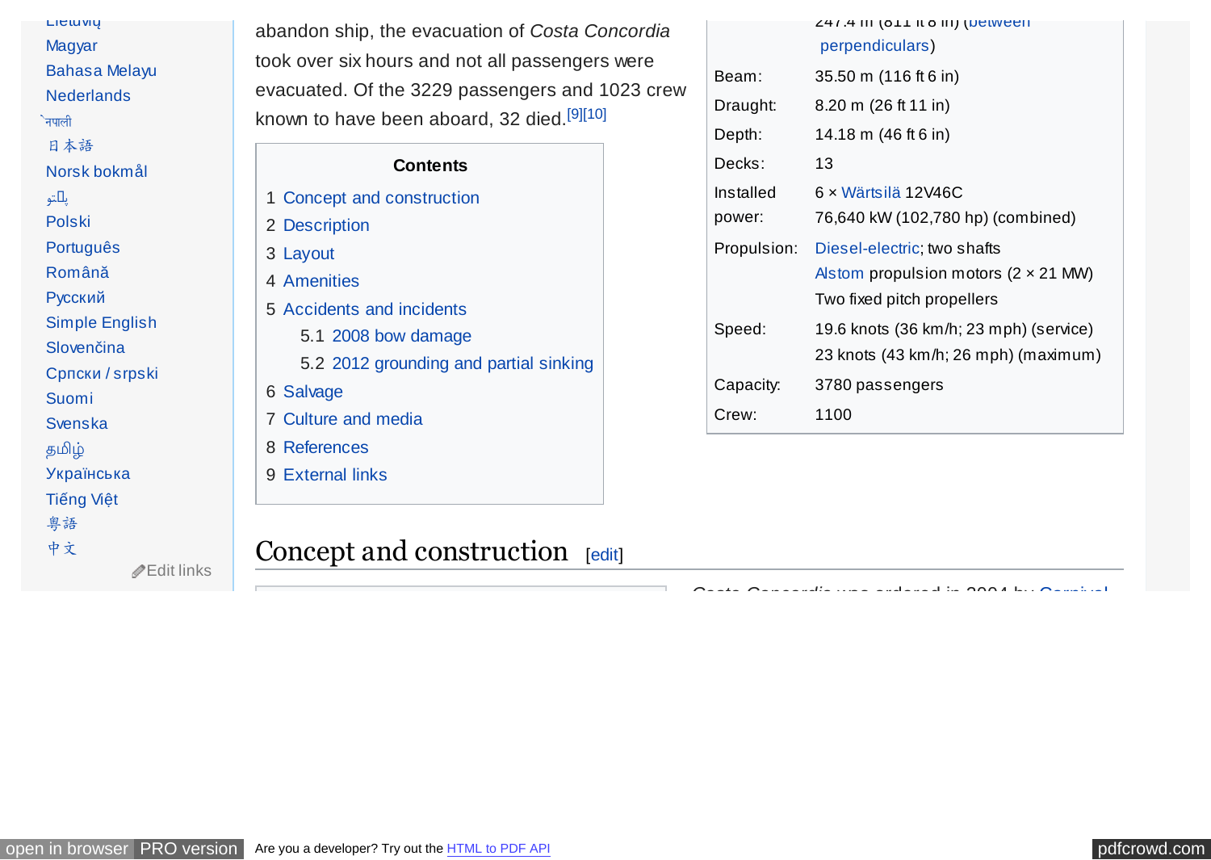Lietuvių
Magyar
Bahasa Melayu
Nederlands
नेपाली
日本語
Norsk bokmål
پښتو
Polski
Português
Română
Русский
Simple English
Slovenčina
Српски / srpski
Suomi
Svenska
தமிழ்
Українська
Tiếng Việt
粵語
中文
Edit links

abandon ship, the evacuation of *Costa Concordia* took over six hours and not all passengers were evacuated. Of the 3229 passengers and 1023 crew known to have been aboard, 32 died.[9][10]

| | |
|---|---|
| | 247.4 m (811 ft 8 in) (between perpendiculars) |
| Beam: | 35.50 m (116 ft 6 in) |
| Draught: | 8.20 m (26 ft 11 in) |
| Depth: | 14.18 m (46 ft 6 in) |
| Decks: | 13 |
| Installed power: | 6 × Wärtsilä 12V46C 76,640 kW (102,780 hp) (combined) |
| Propulsion: | Diesel-electric; two shafts Alstom propulsion motors (2 × 21 MW) Two fixed pitch propellers |
| Speed: | 19.6 knots (36 km/h; 23 mph) (service) 23 knots (43 km/h; 26 mph) (maximum) |
| Capacity: | 3780 passengers |
| Crew: | 1100 |

**Contents**

1 Concept and construction
2 Description
3 Layout
4 Amenities
5 Accidents and incidents
  5.1 2008 bow damage
  5.2 2012 grounding and partial sinking
6 Salvage
7 Culture and media
8 References
9 External links

## Concept and construction [edit]

Costa Concordia was ordered in 2004 by Carnival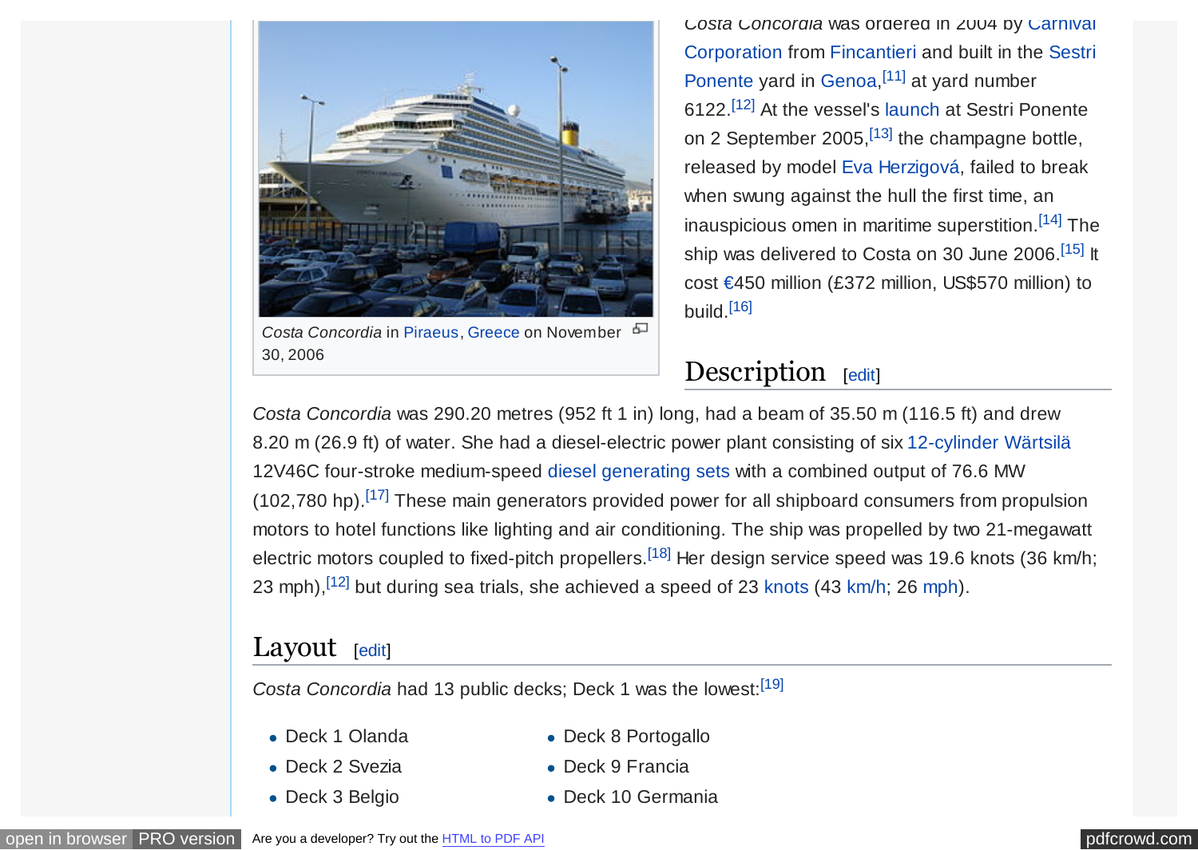*Costa Concordia* in Piraeus, Greece on November 30, 2006

*Costa Concordia* was ordered in 2004 by Carnival Corporation from Fincantieri and built in the Sestri Ponente yard in Genoa,[11] at yard number 6122.[12] At the vessel's launch at Sestri Ponente on 2 September 2005,[13] the champagne bottle, released by model Eva Herzigová, failed to break when swung against the hull the first time, an inauspicious omen in maritime superstition.[14] The ship was delivered to Costa on 30 June 2006.[15] It cost €450 million (£372 million, US$570 million) to build.[16]

## Description [edit]

*Costa Concordia* was 290.20 metres (952 ft 1 in) long, had a beam of 35.50 m (116.5 ft) and drew 8.20 m (26.9 ft) of water. She had a diesel-electric power plant consisting of six 12-cylinder Wärtsilä 12V46C four-stroke medium-speed diesel generating sets with a combined output of 76.6 MW (102,780 hp).[17] These main generators provided power for all shipboard consumers from propulsion motors to hotel functions like lighting and air conditioning. The ship was propelled by two 21-megawatt electric motors coupled to fixed-pitch propellers.[18] Her design service speed was 19.6 knots (36 km/h; 23 mph),[12] but during sea trials, she achieved a speed of 23 knots (43 km/h; 26 mph).

## Layout [edit]

*Costa Concordia* had 13 public decks; Deck 1 was the lowest:[19]

- Deck 1 Olanda
- Deck 2 Svezia
- Deck 3 Belgio
- Deck 8 Portogallo
- Deck 9 Francia
- Deck 10 Germania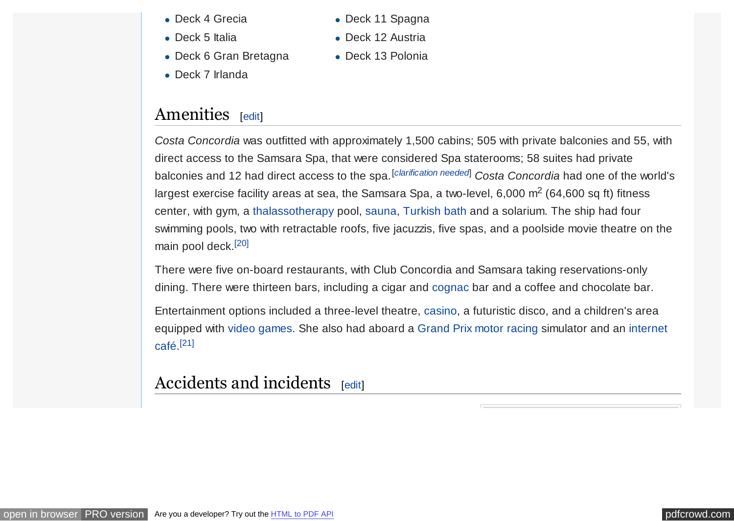- Deck 4 Grecia
- Deck 5 Italia
- Deck 6 Gran Bretagna
- Deck 7 Irlanda
- Deck 11 Spagna
- Deck 12 Austria
- Deck 13 Polonia

## Amenities [edit]

*Costa Concordia* was outfitted with approximately 1,500 cabins; 505 with private balconies and 55, with direct access to the Samsara Spa, that were considered Spa staterooms; 58 suites had private balconies and 12 had direct access to the spa.[*clarification needed*] *Costa Concordia* had one of the world's largest exercise facility areas at sea, the Samsara Spa, a two-level, 6,000 $m^2$ (64,600 sq ft) fitness center, with gym, a thalassotherapy pool, sauna, Turkish bath and a solarium. The ship had four swimming pools, two with retractable roofs, five jacuzzis, five spas, and a poolside movie theatre on the main pool deck.[20]

There were five on-board restaurants, with Club Concordia and Samsara taking reservations-only dining. There were thirteen bars, including a cigar and cognac bar and a coffee and chocolate bar.

Entertainment options included a three-level theatre, casino, a futuristic disco, and a children's area equipped with video games. She also had aboard a Grand Prix motor racing simulator and an internet café.[21]

## Accidents and incidents [edit]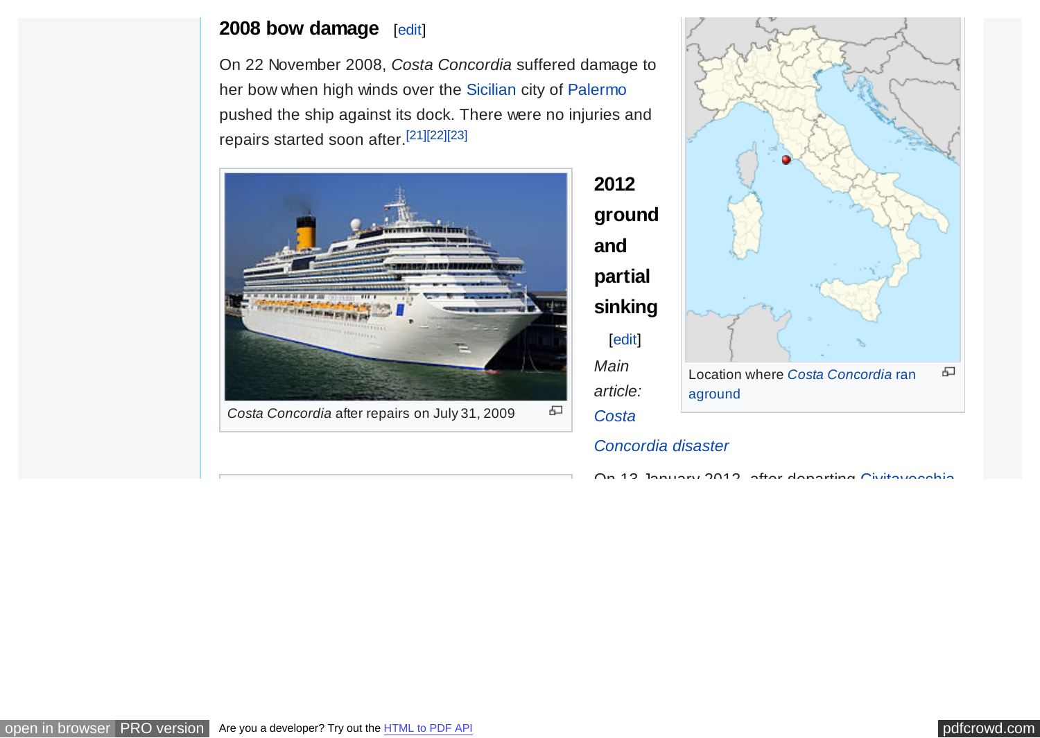## 2008 bow damage

On 22 November 2008, *Costa Concordia* suffered damage to her bow when high winds over the Sicilian city of Palermo pushed the ship against its dock. There were no injuries and repairs started soon after.[21][22][23]

*Costa Concordia* after repairs on July 31, 2009

## 2012 ground and partial sinking

*Main article: Costa Concordia disaster*

Location where *Costa Concordia* ran aground

On 13 January 2012, after departing Civitavecchia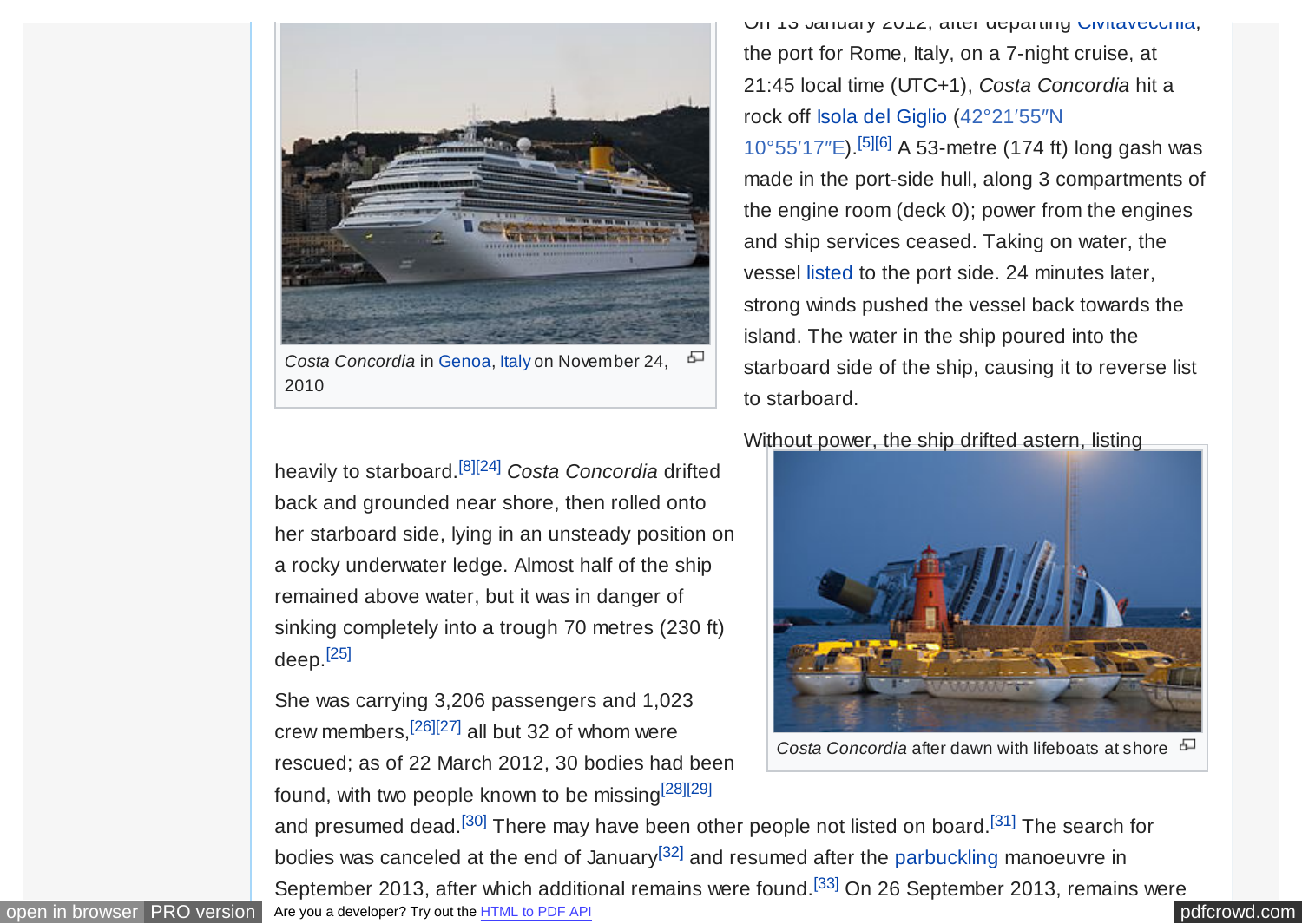On 13 January 2012, after departing Civitavecchia, the port for Rome, Italy, on a 7-night cruise, at 21:45 local time (UTC+1), *Costa Concordia* hit a rock off Isola del Giglio (42°21′55″N 10°55′17″E).[5][6] A 53-metre (174 ft) long gash was made in the port-side hull, along 3 compartments of the engine room (deck 0); power from the engines and ship services ceased. Taking on water, the vessel listed to the port side. 24 minutes later, strong winds pushed the vessel back towards the island. The water in the ship poured into the starboard side of the ship, causing it to reverse list to starboard.

*Costa Concordia* in Genoa, Italy on November 24, 2010

Without power, the ship drifted astern, listing heavily to starboard.[8][24] *Costa Concordia* drifted back and grounded near shore, then rolled onto her starboard side, lying in an unsteady position on a rocky underwater ledge. Almost half of the ship remained above water, but it was in danger of sinking completely into a trough 70 metres (230 ft) deep.[25]

*Costa Concordia* after dawn with lifeboats at shore

She was carrying 3,206 passengers and 1,023 crew members,[26][27] all but 32 of whom were rescued; as of 22 March 2012, 30 bodies had been found, with two people known to be missing[28][29] and presumed dead.[30] There may have been other people not listed on board.[31] The search for bodies was canceled at the end of January[32] and resumed after the parbuckling manoeuvre in September 2013, after which additional remains were found.[33] On 26 September 2013, remains were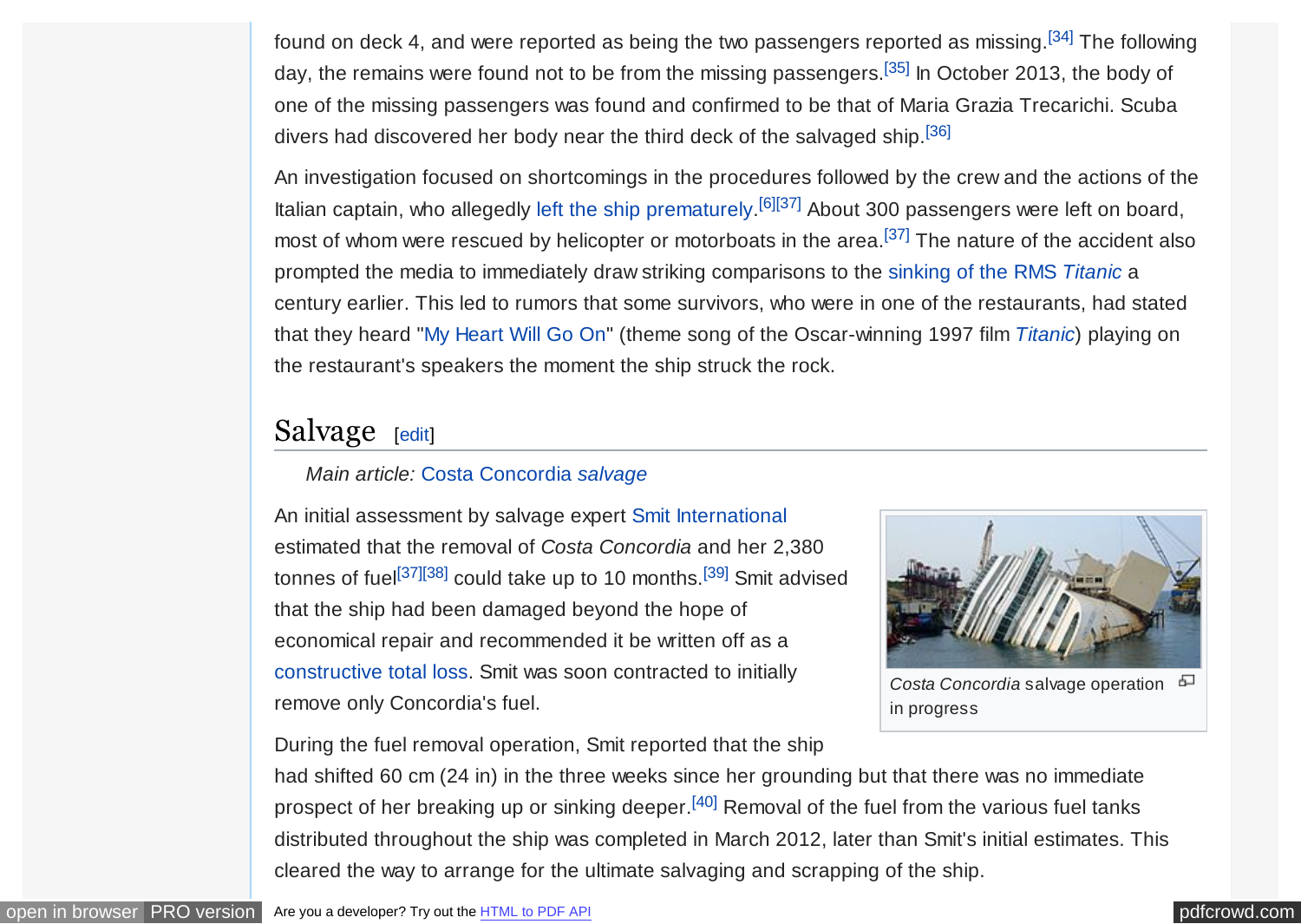found on deck 4, and were reported as being the two passengers reported as missing.[34] The following day, the remains were found not to be from the missing passengers.[35] In October 2013, the body of one of the missing passengers was found and confirmed to be that of Maria Grazia Trecarichi. Scuba divers had discovered her body near the third deck of the salvaged ship.[36]

An investigation focused on shortcomings in the procedures followed by the crew and the actions of the Italian captain, who allegedly left the ship prematurely.[6][37] About 300 passengers were left on board, most of whom were rescued by helicopter or motorboats in the area.[37] The nature of the accident also prompted the media to immediately draw striking comparisons to the sinking of the RMS *Titanic* a century earlier. This led to rumors that some survivors, who were in one of the restaurants, had stated that they heard "My Heart Will Go On" (theme song of the Oscar-winning 1997 film *Titanic*) playing on the restaurant's speakers the moment the ship struck the rock.

## Salvage

*Main article: Costa Concordia salvage*

An initial assessment by salvage expert Smit International estimated that the removal of *Costa Concordia* and her 2,380 tonnes of fuel[37][38] could take up to 10 months.[39] Smit advised that the ship had been damaged beyond the hope of economical repair and recommended it be written off as a constructive total loss. Smit was soon contracted to initially remove only Concordia's fuel.

*Costa Concordia* salvage operation in progress

During the fuel removal operation, Smit reported that the ship had shifted 60 cm (24 in) in the three weeks since her grounding but that there was no immediate prospect of her breaking up or sinking deeper.[40] Removal of the fuel from the various fuel tanks distributed throughout the ship was completed in March 2012, later than Smit's initial estimates. This cleared the way to arrange for the ultimate salvaging and scrapping of the ship.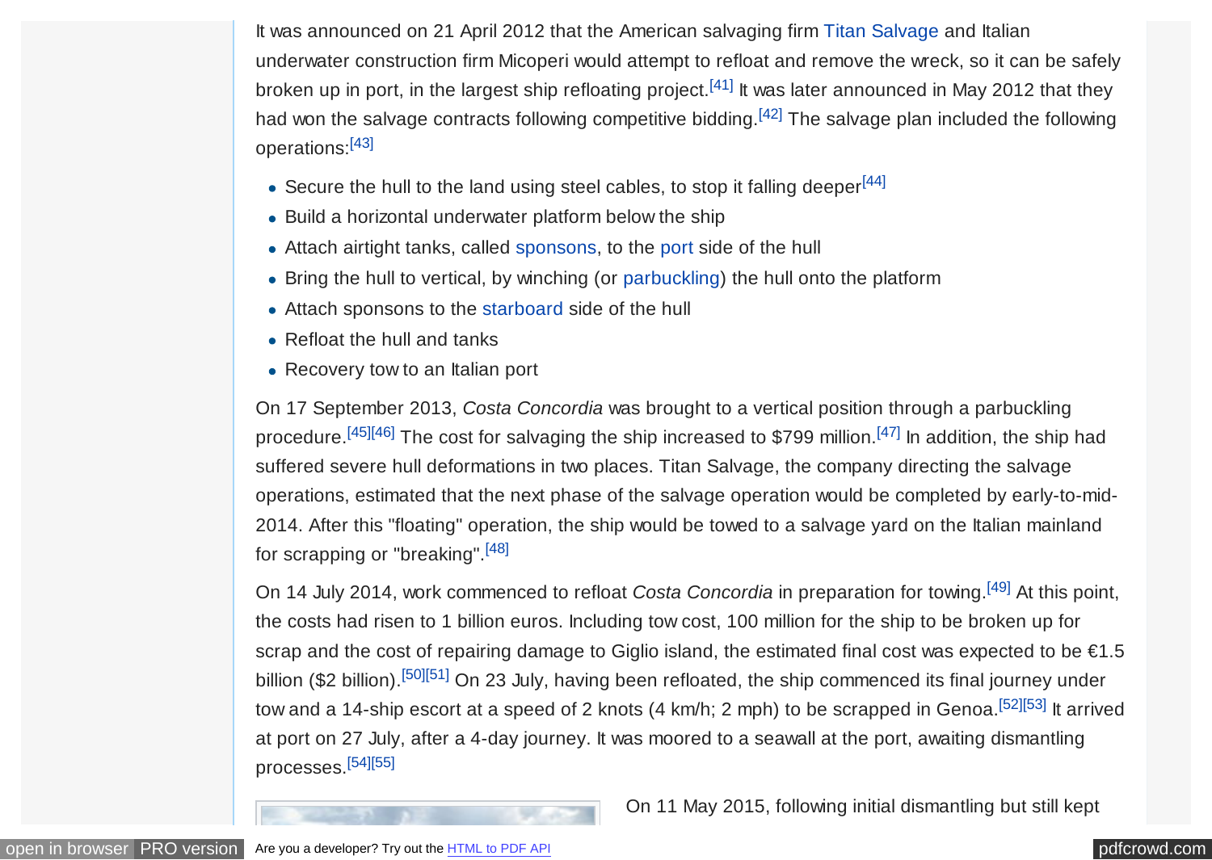It was announced on 21 April 2012 that the American salvaging firm Titan Salvage and Italian underwater construction firm Micoperi would attempt to refloat and remove the wreck, so it can be safely broken up in port, in the largest ship refloating project.[41] It was later announced in May 2012 that they had won the salvage contracts following competitive bidding.[42] The salvage plan included the following operations:[43]

- Secure the hull to the land using steel cables, to stop it falling deeper[44]
- Build a horizontal underwater platform below the ship
- Attach airtight tanks, called sponsons, to the port side of the hull
- Bring the hull to vertical, by winching (or parbuckling) the hull onto the platform
- Attach sponsons to the starboard side of the hull
- Refloat the hull and tanks
- Recovery tow to an Italian port

On 17 September 2013, *Costa Concordia* was brought to a vertical position through a parbuckling procedure.[45][46] The cost for salvaging the ship increased to $799 million.[47] In addition, the ship had suffered severe hull deformations in two places. Titan Salvage, the company directing the salvage operations, estimated that the next phase of the salvage operation would be completed by early-to-mid-2014. After this "floating" operation, the ship would be towed to a salvage yard on the Italian mainland for scrapping or "breaking".[48]

On 14 July 2014, work commenced to refloat *Costa Concordia* in preparation for towing.[49] At this point, the costs had risen to 1 billion euros. Including tow cost, 100 million for the ship to be broken up for scrap and the cost of repairing damage to Giglio island, the estimated final cost was expected to be €1.5 billion ($2 billion).[50][51] On 23 July, having been refloated, the ship commenced its final journey under tow and a 14-ship escort at a speed of 2 knots (4 km/h; 2 mph) to be scrapped in Genoa.[52][53] It arrived at port on 27 July, after a 4-day journey. It was moored to a seawall at the port, awaiting dismantling processes.[54][55]

On 11 May 2015, following initial dismantling but still kept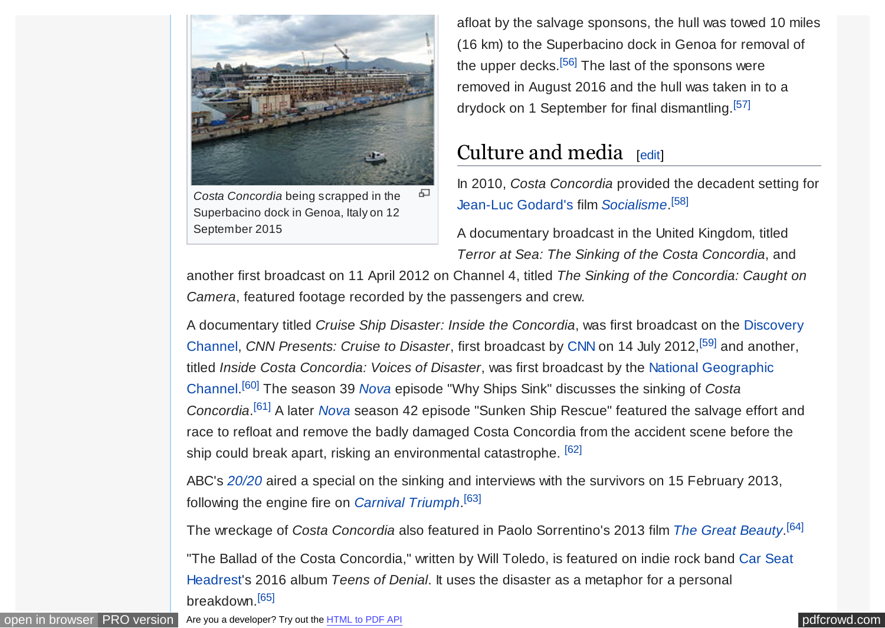afloat by the salvage sponsons, the hull was towed 10 miles (16 km) to the Superbacino dock in Genoa for removal of the upper decks.[56] The last of the sponsons were removed in August 2016 and the hull was taken in to a drydock on 1 September for final dismantling.[57]

*Costa Concordia* being scrapped in the Superbacino dock in Genoa, Italy on 12 September 2015

## Culture and media [edit]

In 2010, *Costa Concordia* provided the decadent setting for Jean-Luc Godard's film *Socialisme*.[58]

A documentary broadcast in the United Kingdom, titled *Terror at Sea: The Sinking of the Costa Concordia*, and another first broadcast on 11 April 2012 on Channel 4, titled *The Sinking of the Concordia: Caught on Camera*, featured footage recorded by the passengers and crew.

A documentary titled *Cruise Ship Disaster: Inside the Concordia*, was first broadcast on the Discovery Channel, *CNN Presents: Cruise to Disaster*, first broadcast by CNN on 14 July 2012,[59] and another, titled *Inside Costa Concordia: Voices of Disaster*, was first broadcast by the National Geographic Channel.[60] The season 39 *Nova* episode "Why Ships Sink" discusses the sinking of *Costa Concordia*.[61] A later *Nova* season 42 episode "Sunken Ship Rescue" featured the salvage effort and race to refloat and remove the badly damaged Costa Concordia from the accident scene before the ship could break apart, risking an environmental catastrophe. [62]

ABC's *20/20* aired a special on the sinking and interviews with the survivors on 15 February 2013, following the engine fire on *Carnival Triumph*.[63]

The wreckage of *Costa Concordia* also featured in Paolo Sorrentino's 2013 film *The Great Beauty*.[64]

"The Ballad of the Costa Concordia," written by Will Toledo, is featured on indie rock band Car Seat Headrest's 2016 album *Teens of Denial*. It uses the disaster as a metaphor for a personal breakdown.[65]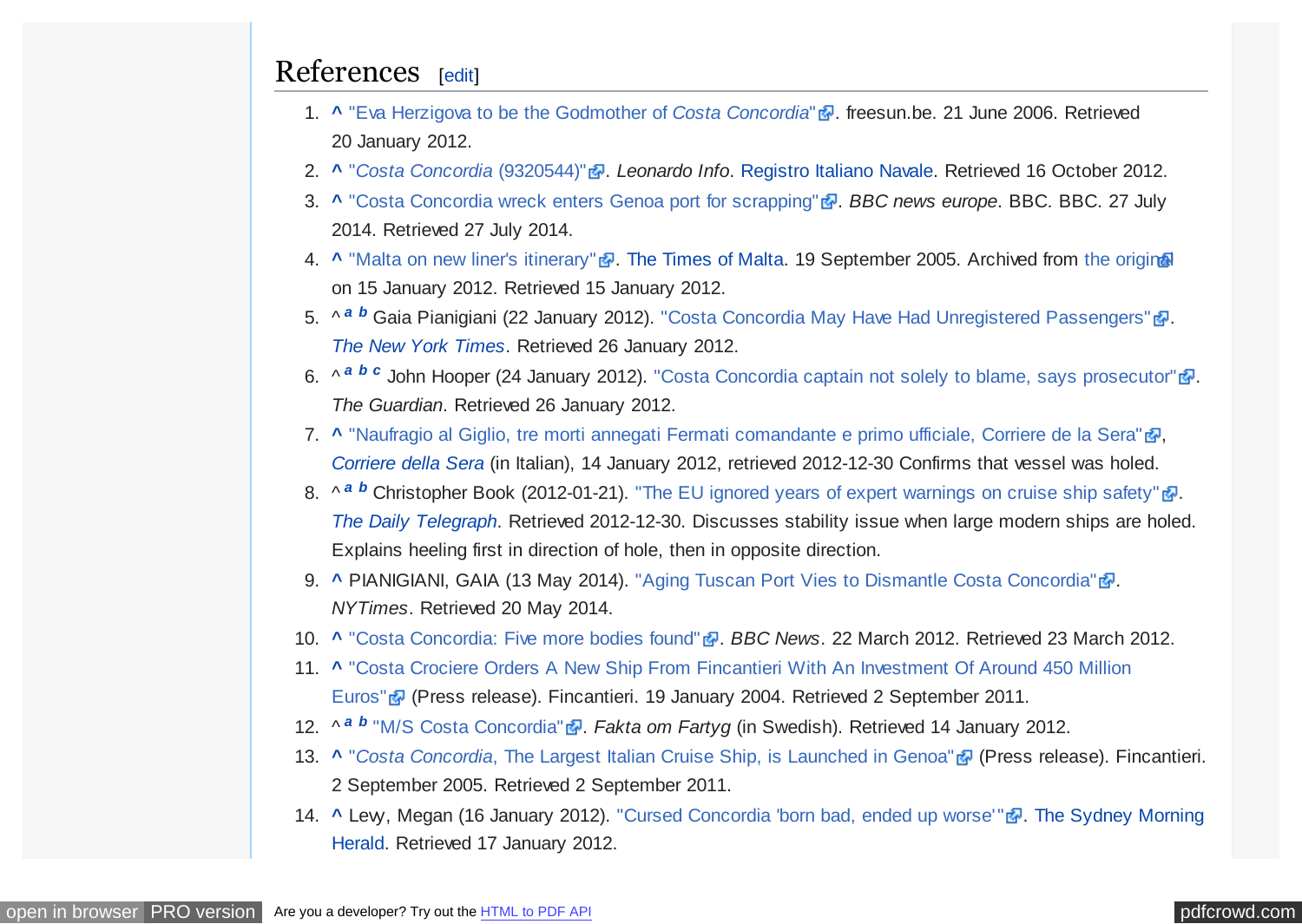## References [edit]

1. ^ "Eva Herzigova to be the Godmother of *Costa Concordia*". freesun.be. 21 June 2006. Retrieved 20 January 2012.
2. ^ "*Costa Concordia* (9320544)". *Leonardo Info*. Registro Italiano Navale. Retrieved 16 October 2012.
3. ^ "Costa Concordia wreck enters Genoa port for scrapping". *BBC news europe*. BBC. BBC. 27 July 2014. Retrieved 27 July 2014.
4. ^ "Malta on new liner's itinerary". The Times of Malta. 19 September 2005. Archived from the original on 15 January 2012. Retrieved 15 January 2012.
5. ^ *a b* Gaia Pianigiani (22 January 2012). "Costa Concordia May Have Had Unregistered Passengers". *The New York Times*. Retrieved 26 January 2012.
6. ^ *a b c* John Hooper (24 January 2012). "Costa Concordia captain not solely to blame, says prosecutor". *The Guardian*. Retrieved 26 January 2012.
7. ^ "Naufragio al Giglio, tre morti annegati Fermati comandante e primo ufficiale, Corriere de la Sera", *Corriere della Sera* (in Italian), 14 January 2012, retrieved 2012-12-30 Confirms that vessel was holed.
8. ^ *a b* Christopher Book (2012-01-21). "The EU ignored years of expert warnings on cruise ship safety". *The Daily Telegraph*. Retrieved 2012-12-30. Discusses stability issue when large modern ships are holed. Explains heeling first in direction of hole, then in opposite direction.
9. ^ PIANIGIANI, GAIA (13 May 2014). "Aging Tuscan Port Vies to Dismantle Costa Concordia". *NYTimes*. Retrieved 20 May 2014.
10. ^ "Costa Concordia: Five more bodies found". *BBC News*. 22 March 2012. Retrieved 23 March 2012.
11. ^ "Costa Crociere Orders A New Ship From Fincantieri With An Investment Of Around 450 Million Euros" (Press release). Fincantieri. 19 January 2004. Retrieved 2 September 2011.
12. ^ *a b* "M/S Costa Concordia". *Fakta om Fartyg* (in Swedish). Retrieved 14 January 2012.
13. ^ "*Costa Concordia*, The Largest Italian Cruise Ship, is Launched in Genoa" (Press release). Fincantieri. 2 September 2005. Retrieved 2 September 2011.
14. ^ Levy, Megan (16 January 2012). "Cursed Concordia 'born bad, ended up worse'". The Sydney Morning Herald. Retrieved 17 January 2012.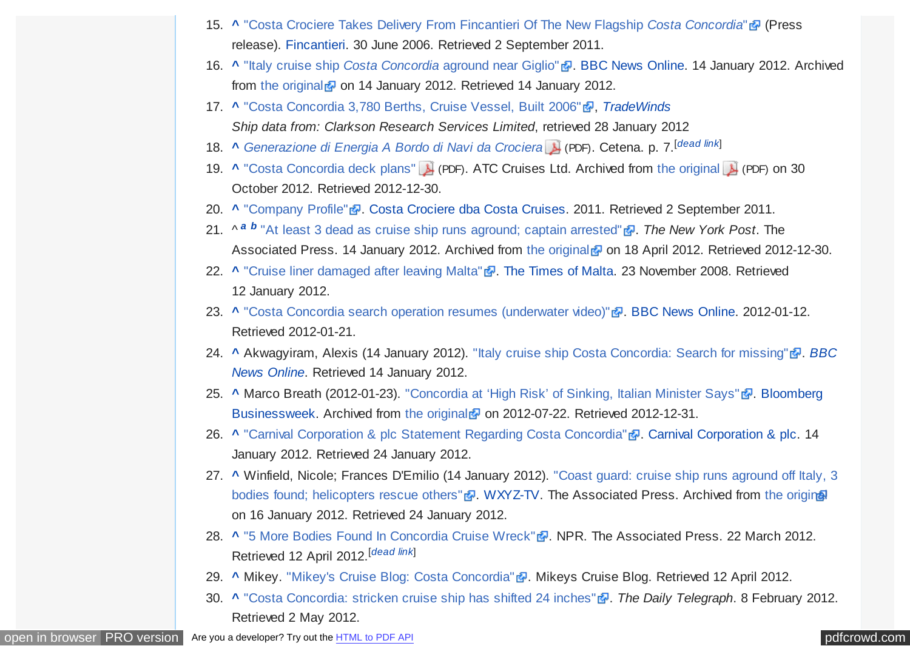15. ^ "Costa Crociere Takes Delivery From Fincantieri Of The New Flagship *Costa Concordia*" (Press release). Fincantieri. 30 June 2006. Retrieved 2 September 2011.
16. ^ "Italy cruise ship *Costa Concordia* aground near Giglio". BBC News Online. 14 January 2012. Archived from the original on 14 January 2012. Retrieved 14 January 2012.
17. ^ "Costa Concordia 3,780 Berths, Cruise Vessel, Built 2006", *TradeWinds* *Ship data from: Clarkson Research Services Limited*, retrieved 28 January 2012
18. ^ *Generazione di Energia A Bordo di Navi da Crociera* (PDF). Cetena. p. 7.[dead link]
19. ^ "Costa Concordia deck plans" (PDF). ATC Cruises Ltd. Archived from the original (PDF) on 30 October 2012. Retrieved 2012-12-30.
20. ^ "Company Profile". Costa Crociere dba Costa Cruises. 2011. Retrieved 2 September 2011.
21. ^ *a* *b* "At least 3 dead as cruise ship runs aground; captain arrested". *The New York Post*. The Associated Press. 14 January 2012. Archived from the original on 18 April 2012. Retrieved 2012-12-30.
22. ^ "Cruise liner damaged after leaving Malta". The Times of Malta. 23 November 2008. Retrieved 12 January 2012.
23. ^ "Costa Concordia search operation resumes (underwater video)". BBC News Online. 2012-01-12. Retrieved 2012-01-21.
24. ^ Akwagyiram, Alexis (14 January 2012). "Italy cruise ship Costa Concordia: Search for missing". *BBC News Online*. Retrieved 14 January 2012.
25. ^ Marco Breath (2012-01-23). "Concordia at 'High Risk' of Sinking, Italian Minister Says". Bloomberg Businessweek. Archived from the original on 2012-07-22. Retrieved 2012-12-31.
26. ^ "Carnival Corporation & plc Statement Regarding Costa Concordia". Carnival Corporation & plc. 14 January 2012. Retrieved 24 January 2012.
27. ^ Winfield, Nicole; Frances D'Emilio (14 January 2012). "Coast guard: cruise ship runs aground off Italy, 3 bodies found; helicopters rescue others". WXYZ-TV. The Associated Press. Archived from the original on 16 January 2012. Retrieved 24 January 2012.
28. ^ "5 More Bodies Found In Concordia Cruise Wreck". NPR. The Associated Press. 22 March 2012. Retrieved 12 April 2012.[dead link]
29. ^ Mikey. "Mikey's Cruise Blog: Costa Concordia". Mikeys Cruise Blog. Retrieved 12 April 2012.
30. ^ "Costa Concordia: stricken cruise ship has shifted 24 inches". *The Daily Telegraph*. 8 February 2012. Retrieved 2 May 2012.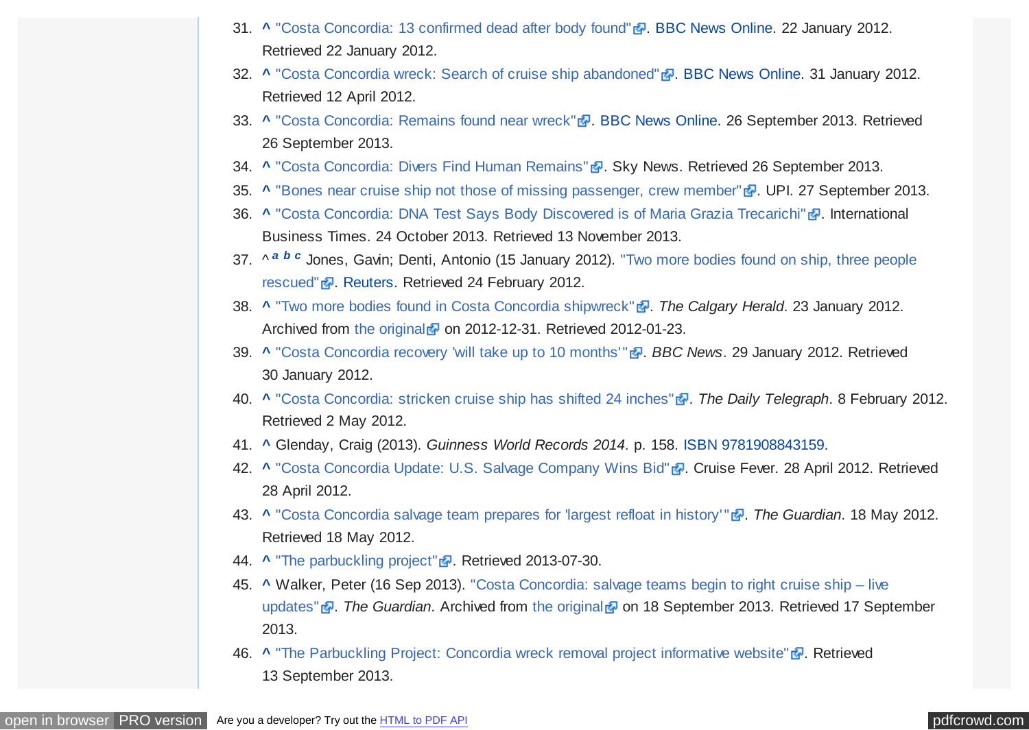31. ^ "Costa Concordia: 13 confirmed dead after body found". BBC News Online. 22 January 2012. Retrieved 22 January 2012.
32. ^ "Costa Concordia wreck: Search of cruise ship abandoned". BBC News Online. 31 January 2012. Retrieved 12 April 2012.
33. ^ "Costa Concordia: Remains found near wreck". BBC News Online. 26 September 2013. Retrieved 26 September 2013.
34. ^ "Costa Concordia: Divers Find Human Remains". Sky News. Retrieved 26 September 2013.
35. ^ "Bones near cruise ship not those of missing passenger, crew member". UPI. 27 September 2013.
36. ^ "Costa Concordia: DNA Test Says Body Discovered is of Maria Grazia Trecarichi". International Business Times. 24 October 2013. Retrieved 13 November 2013.
37. ^ [a] [b] [c] Jones, Gavin; Denti, Antonio (15 January 2012). "Two more bodies found on ship, three people rescued". Reuters. Retrieved 24 February 2012.
38. ^ "Two more bodies found in Costa Concordia shipwreck". *The Calgary Herald*. 23 January 2012. Archived from the original on 2012-12-31. Retrieved 2012-01-23.
39. ^ "Costa Concordia recovery 'will take up to 10 months'". *BBC News*. 29 January 2012. Retrieved 30 January 2012.
40. ^ "Costa Concordia: stricken cruise ship has shifted 24 inches". *The Daily Telegraph*. 8 February 2012. Retrieved 2 May 2012.
41. ^ Glenday, Craig (2013). *Guinness World Records 2014*. p. 158. ISBN 9781908843159.
42. ^ "Costa Concordia Update: U.S. Salvage Company Wins Bid". Cruise Fever. 28 April 2012. Retrieved 28 April 2012.
43. ^ "Costa Concordia salvage team prepares for 'largest refloat in history'". *The Guardian*. 18 May 2012. Retrieved 18 May 2012.
44. ^ "The parbuckling project". Retrieved 2013-07-30.
45. ^ Walker, Peter (16 Sep 2013). "Costa Concordia: salvage teams begin to right cruise ship – live updates". *The Guardian*. Archived from the original on 18 September 2013. Retrieved 17 September 2013.
46. ^ "The Parbuckling Project: Concordia wreck removal project informative website". Retrieved 13 September 2013.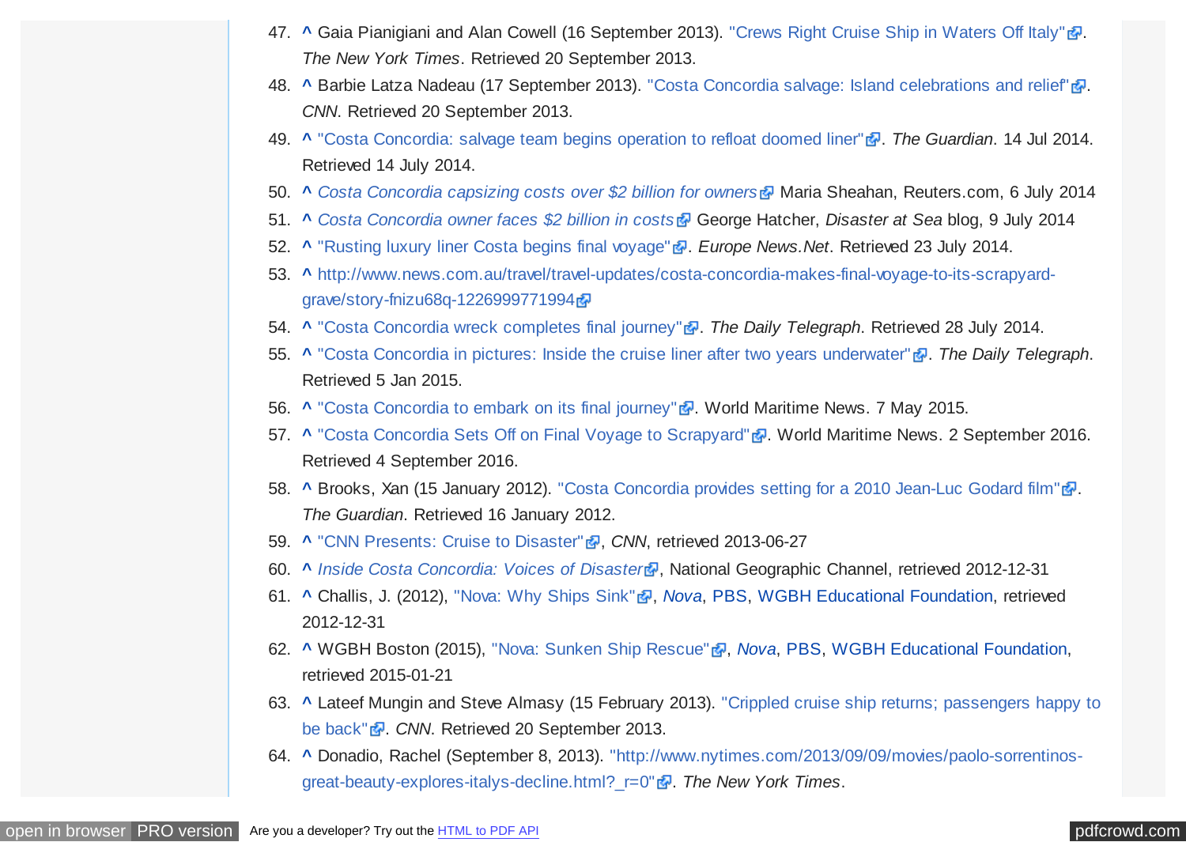47. ^ Gaia Pianigiani and Alan Cowell (16 September 2013). "Crews Right Cruise Ship in Waters Off Italy". *The New York Times*. Retrieved 20 September 2013.
48. ^ Barbie Latza Nadeau (17 September 2013). "Costa Concordia salvage: Island celebrations and relief". *CNN*. Retrieved 20 September 2013.
49. ^ "Costa Concordia: salvage team begins operation to refloat doomed liner". *The Guardian*. 14 Jul 2014. Retrieved 14 July 2014.
50. ^ *Costa Concordia capsizing costs over $2 billion for owners* Maria Sheahan, Reuters.com, 6 July 2014
51. ^ *Costa Concordia owner faces $2 billion in costs* George Hatcher, *Disaster at Sea* blog, 9 July 2014
52. ^ "Rusting luxury liner Costa begins final voyage". *Europe News.Net*. Retrieved 23 July 2014.
53. ^ http://www.news.com.au/travel/travel-updates/costa-concordia-makes-final-voyage-to-its-scrapyard-grave/story-fnizu68q-1226999771994
54. ^ "Costa Concordia wreck completes final journey". *The Daily Telegraph*. Retrieved 28 July 2014.
55. ^ "Costa Concordia in pictures: Inside the cruise liner after two years underwater". *The Daily Telegraph*. Retrieved 5 Jan 2015.
56. ^ "Costa Concordia to embark on its final journey". World Maritime News. 7 May 2015.
57. ^ "Costa Concordia Sets Off on Final Voyage to Scrapyard". World Maritime News. 2 September 2016. Retrieved 4 September 2016.
58. ^ Brooks, Xan (15 January 2012). "Costa Concordia provides setting for a 2010 Jean-Luc Godard film". *The Guardian*. Retrieved 16 January 2012.
59. ^ "CNN Presents: Cruise to Disaster", *CNN*, retrieved 2013-06-27
60. ^ *Inside Costa Concordia: Voices of Disaster*, National Geographic Channel, retrieved 2012-12-31
61. ^ Challis, J. (2012), "Nova: Why Ships Sink", *Nova*, PBS, WGBH Educational Foundation, retrieved 2012-12-31
62. ^ WGBH Boston (2015), "Nova: Sunken Ship Rescue", *Nova*, PBS, WGBH Educational Foundation, retrieved 2015-01-21
63. ^ Lateef Mungin and Steve Almasy (15 February 2013). "Crippled cruise ship returns; passengers happy to be back". *CNN*. Retrieved 20 September 2013.
64. ^ Donadio, Rachel (September 8, 2013). "http://www.nytimes.com/2013/09/09/movies/paolo-sorrentinos-great-beauty-explores-italys-decline.html?_r=0". *The New York Times*.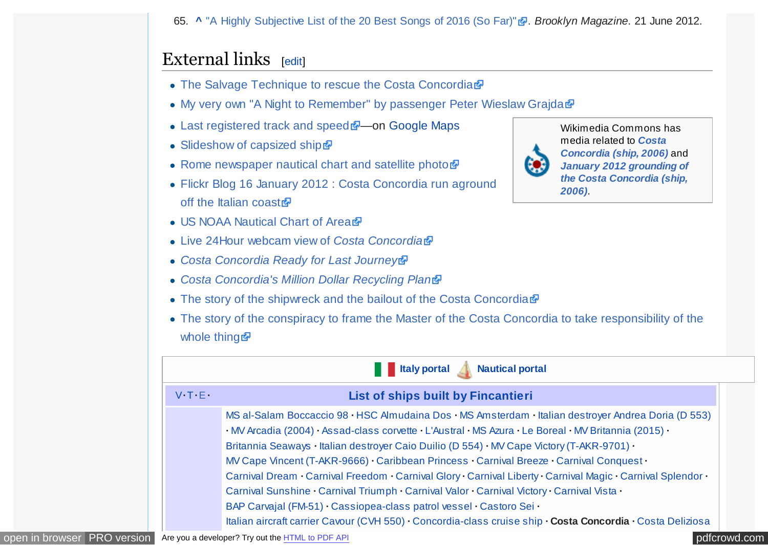65. ^ "A Highly Subjective List of the 20 Best Songs of 2016 (So Far)". *Brooklyn Magazine*. 21 June 2012.

## External links [edit]

- The Salvage Technique to rescue the Costa Concordia
- My very own "A Night to Remember" by passenger Peter Wieslaw Grajda
- Last registered track and speed—on Google Maps
- Slideshow of capsized ship
- Rome newspaper nautical chart and satellite photo
- Flickr Blog 16 January 2012 : Costa Concordia run aground off the Italian coast
- US NOAA Nautical Chart of Area
- Live 24Hour webcam view of *Costa Concordia*
- *Costa Concordia Ready for Last Journey*
- *Costa Concordia's Million Dollar Recycling Plan*
- The story of the shipwreck and the bailout of the Costa Concordia
- The story of the conspiracy to frame the Master of the Costa Concordia to take responsibility of the whole thing

Wikimedia Commons has media related to ***Costa Concordia (ship, 2006)*** and ***January 2012 grounding of the Costa Concordia (ship, 2006)***.

**Italy portal** **Nautical portal**

V·T·E· **List of ships built by Fincantieri**

MS al-Salam Boccaccio 98 · HSC Almudaina Dos · MS Amsterdam · Italian destroyer Andrea Doria (D 553) · MV Arcadia (2004) · Assad-class corvette · L'Austral · MS Azura · Le Boreal · MV Britannia (2015) · Britannia Seaways · Italian destroyer Caio Duilio (D 554) · MV Cape Victory (T-AKR-9701) · MV Cape Vincent (T-AKR-9666) · Caribbean Princess · Carnival Breeze · Carnival Conquest · Carnival Dream · Carnival Freedom · Carnival Glory · Carnival Liberty · Carnival Magic · Carnival Splendor · Carnival Sunshine · Carnival Triumph · Carnival Valor · Carnival Victory · Carnival Vista · BAP Carvajal (FM-51) · Cassiopea-class patrol vessel · Castoro Sei · Italian aircraft carrier Cavour (CVH 550) · Concordia-class cruise ship · **Costa Concordia** · Costa Deliziosa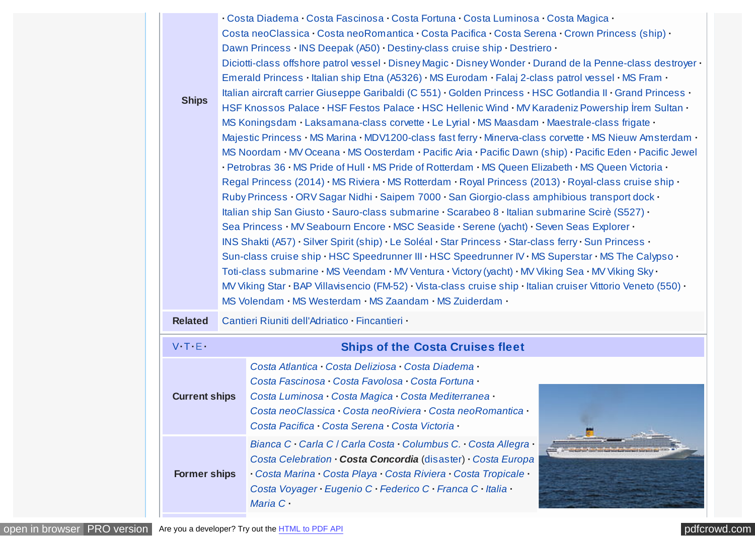| | |
|---|---|
| **Ships** | · Costa Diadema · Costa Fascinosa · Costa Fortuna · Costa Luminosa · Costa Magica · Costa neoClassica · Costa neoRomantica · Costa Pacifica · Costa Serena · Crown Princess (ship) · Dawn Princess · INS Deepak (A50) · Destiny-class cruise ship · Destriero · Diciotti-class offshore patrol vessel · Disney Magic · Disney Wonder · Durand de la Penne-class destroyer · Emerald Princess · Italian ship Etna (A5326) · MS Eurodam · Falaj 2-class patrol vessel · MS Fram · Italian aircraft carrier Giuseppe Garibaldi (C 551) · Golden Princess · HSC Gotlandia II · Grand Princess · HSF Knossos Palace · HSF Festos Palace · HSC Hellenic Wind · MV Karadeniz Powership İrem Sultan · MS Koningsdam · Laksamana-class corvette · Le Lyrial · MS Maasdam · Maestrale-class frigate · Majestic Princess · MS Marina · MDV1200-class fast ferry · Minerva-class corvette · MS Nieuw Amsterdam · MS Noordam · MV Oceana · MS Oosterdam · Pacific Aria · Pacific Dawn (ship) · Pacific Eden · Pacific Jewel · Petrobras 36 · MS Pride of Hull · MS Pride of Rotterdam · MS Queen Elizabeth · MS Queen Victoria · Regal Princess (2014) · MS Riviera · MS Rotterdam · Royal Princess (2013) · Royal-class cruise ship · Ruby Princess · ORV Sagar Nidhi · Saipem 7000 · San Giorgio-class amphibious transport dock · Italian ship San Giusto · Sauro-class submarine · Scarabeo 8 · Italian submarine Scirè (S527) · Sea Princess · MV Seabourn Encore · MSC Seaside · Serene (yacht) · Seven Seas Explorer · INS Shakti (A57) · Silver Spirit (ship) · Le Soléal · Star Princess · Star-class ferry · Sun Princess · Sun-class cruise ship · HSC Speedrunner III · HSC Speedrunner IV · MS Superstar · MS The Calypso · Toti-class submarine · MS Veendam · MV Ventura · Victory (yacht) · MV Viking Sea · MV Viking Sky · MV Viking Star · BAP Villavisencio (FM-52) · Vista-class cruise ship · Italian cruiser Vittorio Veneto (550) · MS Volendam · MS Westerdam · MS Zaandam · MS Zuiderdam · |
| **Related** | Cantieri Riuniti dell'Adriatico · Fincantieri · |

V · T · E ·

## Ships of the Costa Cruises fleet

| | |
|---|---|
| **Current ships** | *Costa Atlantica* · *Costa Deliziosa* · *Costa Diadema* · *Costa Fascinosa* · *Costa Favolosa* · *Costa Fortuna* · *Costa Luminosa* · *Costa Magica* · *Costa Mediterranea* · *Costa neoClassica* · *Costa neoRiviera* · *Costa neoRomantica* · *Costa Pacifica* · *Costa Serena* · *Costa Victoria* · |
| **Former ships** | *Bianca C* · *Carla C* / *Carla Costa* · *Columbus C.* · *Costa Allegra* · *Costa Celebration* · ***Costa Concordia*** (disaster) · *Costa Europa* · *Costa Marina* · *Costa Playa* · *Costa Riviera* · *Costa Tropicale* · *Costa Voyager* · *Eugenio C* · *Federico C* · *Franca C* · *Italia* · *Maria C* · |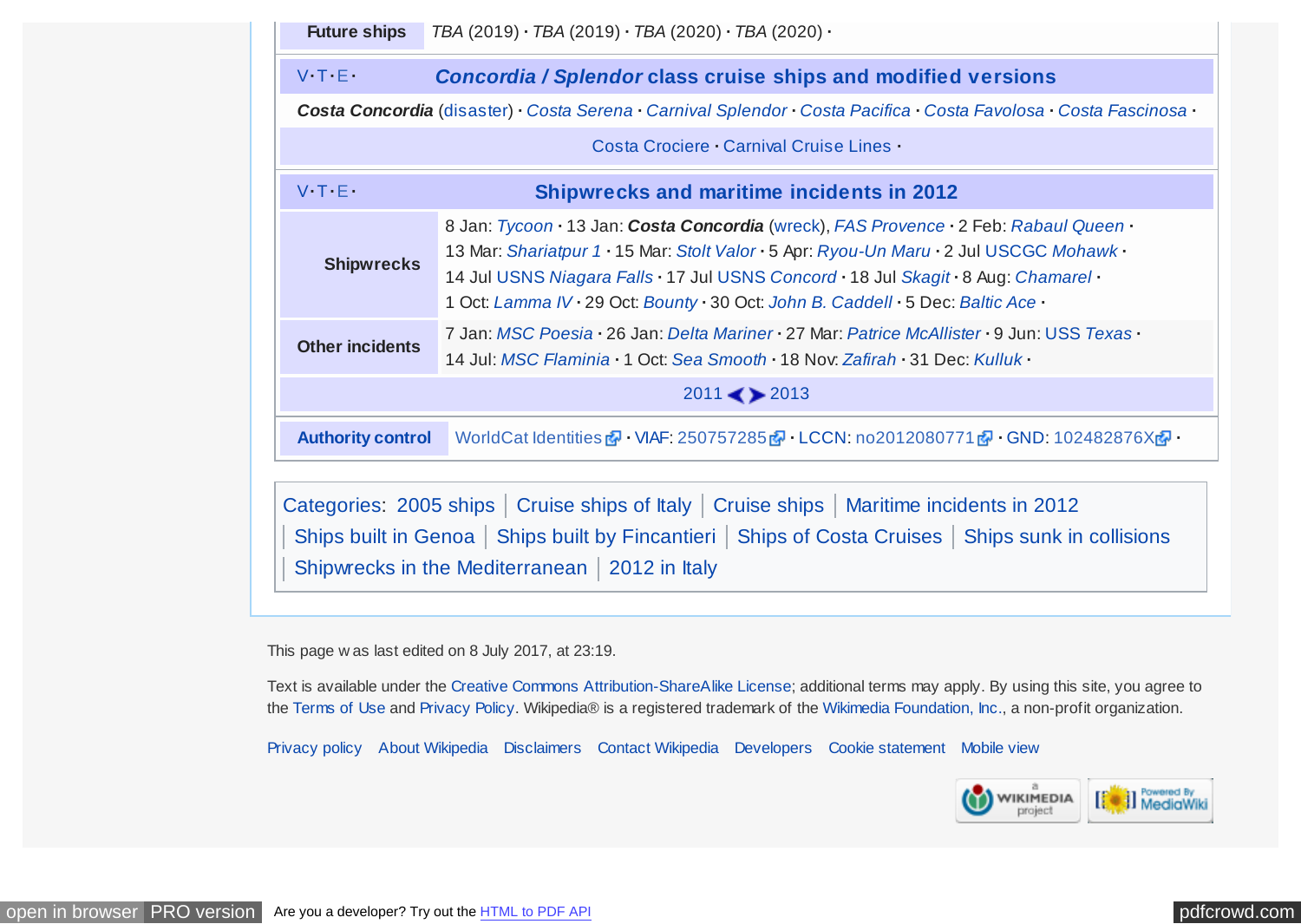| Future ships | *TBA* (2019) · *TBA* (2019) · *TBA* (2020) · *TBA* (2020) · |
|---|---|

| V · T · E · | ***Concordia / Splendor* class cruise ships and modified versions** |
|---|---|
| | ***Costa Concordia*** (disaster) · *Costa Serena* · *Carnival Splendor* · *Costa Pacifica* · *Costa Favolosa* · *Costa Fascinosa* · |
| | Costa Crociere · Carnival Cruise Lines · |

| V · T · E · | **Shipwrecks and maritime incidents in 2012** |
|---|---|
| **Shipwrecks** | 8 Jan: *Tycoon* · 13 Jan: ***Costa Concordia*** (wreck), *FAS Provence* · 2 Feb: *Rabaul Queen* · 13 Mar: *Shariatpur 1* · 15 Mar: *Stolt Valor* · 5 Apr: *Ryou-Un Maru* · 2 Jul USCGC *Mohawk* · 14 Jul USNS *Niagara Falls* · 17 Jul USNS *Concord* · 18 Jul *Skagit* · 8 Aug: *Chamarel* · 1 Oct: *Lamma IV* · 29 Oct: *Bounty* · 30 Oct: *John B. Caddell* · 5 Dec: *Baltic Ace* · |
| **Other incidents** | 7 Jan: *MSC Poesia* · 26 Jan: *Delta Mariner* · 27 Mar: *Patrice McAllister* · 9 Jun: USS *Texas* · 14 Jul: *MSC Flaminia* · 1 Oct: *Sea Smooth* · 18 Nov: *Zafirah* · 31 Dec: *Kulluk* · |
| | 2011 ◀ ▶ 2013 |

| **Authority control** | WorldCat Identities · VIAF: 250757285 · LCCN: no2012080771 · GND: 102482876X · |
|---|---|

Categories: 2005 ships | Cruise ships of Italy | Cruise ships | Maritime incidents in 2012 | Ships built in Genoa | Ships built by Fincantieri | Ships of Costa Cruises | Ships sunk in collisions | Shipwrecks in the Mediterranean | 2012 in Italy

This page was last edited on 8 July 2017, at 23:19.

Text is available under the Creative Commons Attribution-ShareAlike License; additional terms may apply. By using this site, you agree to the Terms of Use and Privacy Policy. Wikipedia® is a registered trademark of the Wikimedia Foundation, Inc., a non-profit organization.

Privacy policy About Wikipedia Disclaimers Contact Wikipedia Developers Cookie statement Mobile view